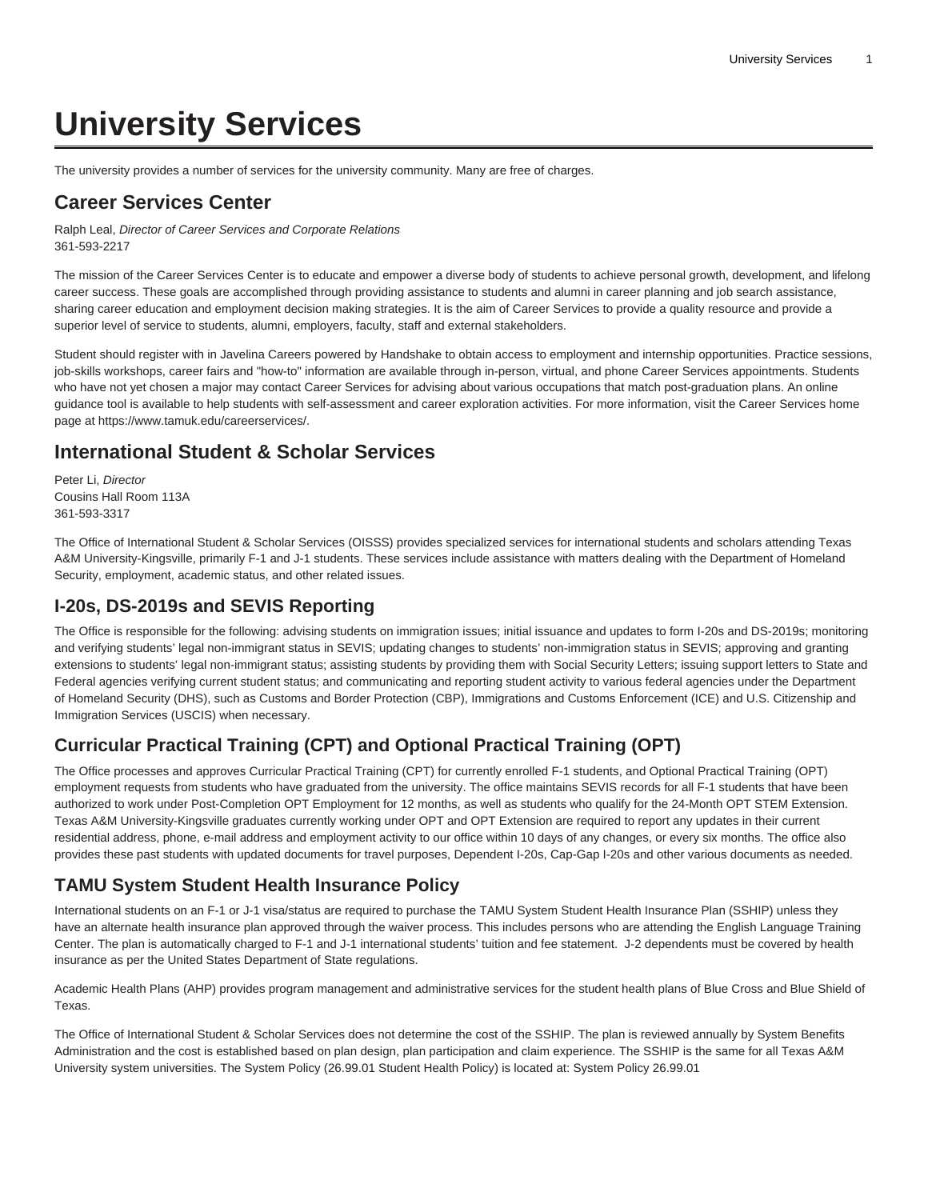# University Services

The university provides a number of services for the university community. Many are free of charges.

## Career Services Center

Ralph Leal, *Director of Career Services and Corporate Relations*
361-593-2217

The mission of the Career Services Center is to educate and empower a diverse body of students to achieve personal growth, development, and lifelong career success. These goals are accomplished through providing assistance to students and alumni in career planning and job search assistance, sharing career education and employment decision making strategies. It is the aim of Career Services to provide a quality resource and provide a superior level of service to students, alumni, employers, faculty, staff and external stakeholders.

Student should register with in Javelina Careers powered by Handshake to obtain access to employment and internship opportunities. Practice sessions, job-skills workshops, career fairs and "how-to" information are available through in-person, virtual, and phone Career Services appointments. Students who have not yet chosen a major may contact Career Services for advising about various occupations that match post-graduation plans. An online guidance tool is available to help students with self-assessment and career exploration activities. For more information, visit the Career Services home page at https://www.tamuk.edu/careerservices/.

## International Student & Scholar Services

Peter Li, *Director*
Cousins Hall Room 113A
361-593-3317

The Office of International Student & Scholar Services (OISSS) provides specialized services for international students and scholars attending Texas A&M University-Kingsville, primarily F-1 and J-1 students. These services include assistance with matters dealing with the Department of Homeland Security, employment, academic status, and other related issues.

## I-20s, DS-2019s and SEVIS Reporting

The Office is responsible for the following: advising students on immigration issues; initial issuance and updates to form I-20s and DS-2019s; monitoring and verifying students' legal non-immigrant status in SEVIS; updating changes to students' non-immigration status in SEVIS; approving and granting extensions to students' legal non-immigrant status; assisting students by providing them with Social Security Letters; issuing support letters to State and Federal agencies verifying current student status; and communicating and reporting student activity to various federal agencies under the Department of Homeland Security (DHS), such as Customs and Border Protection (CBP), Immigrations and Customs Enforcement (ICE) and U.S. Citizenship and Immigration Services (USCIS) when necessary.

## Curricular Practical Training (CPT) and Optional Practical Training (OPT)

The Office processes and approves Curricular Practical Training (CPT) for currently enrolled F-1 students, and Optional Practical Training (OPT) employment requests from students who have graduated from the university. The office maintains SEVIS records for all F-1 students that have been authorized to work under Post-Completion OPT Employment for 12 months, as well as students who qualify for the 24-Month OPT STEM Extension. Texas A&M University-Kingsville graduates currently working under OPT and OPT Extension are required to report any updates in their current residential address, phone, e-mail address and employment activity to our office within 10 days of any changes, or every six months. The office also provides these past students with updated documents for travel purposes, Dependent I-20s, Cap-Gap I-20s and other various documents as needed.

## TAMU System Student Health Insurance Policy

International students on an F-1 or J-1 visa/status are required to purchase the TAMU System Student Health Insurance Plan (SSHIP) unless they have an alternate health insurance plan approved through the waiver process. This includes persons who are attending the English Language Training Center. The plan is automatically charged to F-1 and J-1 international students' tuition and fee statement. J-2 dependents must be covered by health insurance as per the United States Department of State regulations.

Academic Health Plans (AHP) provides program management and administrative services for the student health plans of Blue Cross and Blue Shield of Texas.

The Office of International Student & Scholar Services does not determine the cost of the SSHIP. The plan is reviewed annually by System Benefits Administration and the cost is established based on plan design, plan participation and claim experience. The SSHIP is the same for all Texas A&M University system universities. The System Policy (26.99.01 Student Health Policy) is located at: System Policy 26.99.01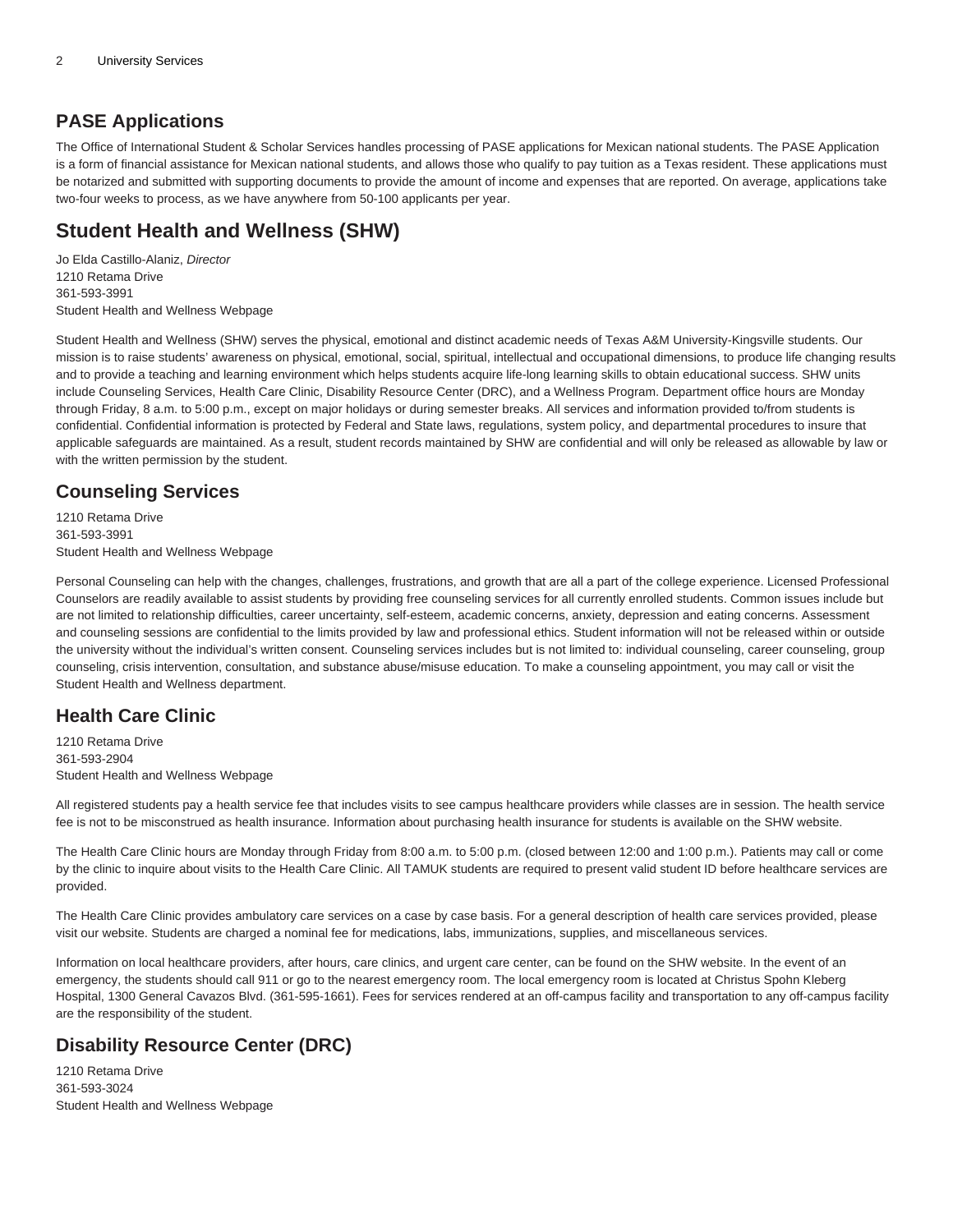## PASE Applications

The Office of International Student & Scholar Services handles processing of PASE applications for Mexican national students. The PASE Application is a form of financial assistance for Mexican national students, and allows those who qualify to pay tuition as a Texas resident. These applications must be notarized and submitted with supporting documents to provide the amount of income and expenses that are reported. On average, applications take two-four weeks to process, as we have anywhere from 50-100 applicants per year.

# Student Health and Wellness (SHW)

Jo Elda Castillo-Alaniz, *Director*
1210 Retama Drive
361-593-3991
Student Health and Wellness Webpage

Student Health and Wellness (SHW) serves the physical, emotional and distinct academic needs of Texas A&M University-Kingsville students. Our mission is to raise students' awareness on physical, emotional, social, spiritual, intellectual and occupational dimensions, to produce life changing results and to provide a teaching and learning environment which helps students acquire life-long learning skills to obtain educational success. SHW units include Counseling Services, Health Care Clinic, Disability Resource Center (DRC), and a Wellness Program. Department office hours are Monday through Friday, 8 a.m. to 5:00 p.m., except on major holidays or during semester breaks. All services and information provided to/from students is confidential. Confidential information is protected by Federal and State laws, regulations, system policy, and departmental procedures to insure that applicable safeguards are maintained. As a result, student records maintained by SHW are confidential and will only be released as allowable by law or with the written permission by the student.

## Counseling Services

1210 Retama Drive
361-593-3991
Student Health and Wellness Webpage

Personal Counseling can help with the changes, challenges, frustrations, and growth that are all a part of the college experience. Licensed Professional Counselors are readily available to assist students by providing free counseling services for all currently enrolled students. Common issues include but are not limited to relationship difficulties, career uncertainty, self-esteem, academic concerns, anxiety, depression and eating concerns. Assessment and counseling sessions are confidential to the limits provided by law and professional ethics. Student information will not be released within or outside the university without the individual's written consent. Counseling services includes but is not limited to: individual counseling, career counseling, group counseling, crisis intervention, consultation, and substance abuse/misuse education. To make a counseling appointment, you may call or visit the Student Health and Wellness department.

## Health Care Clinic

1210 Retama Drive
361-593-2904
Student Health and Wellness Webpage

All registered students pay a health service fee that includes visits to see campus healthcare providers while classes are in session. The health service fee is not to be misconstrued as health insurance. Information about purchasing health insurance for students is available on the SHW website.

The Health Care Clinic hours are Monday through Friday from 8:00 a.m. to 5:00 p.m. (closed between 12:00 and 1:00 p.m.). Patients may call or come by the clinic to inquire about visits to the Health Care Clinic. All TAMUK students are required to present valid student ID before healthcare services are provided.

The Health Care Clinic provides ambulatory care services on a case by case basis. For a general description of health care services provided, please visit our website. Students are charged a nominal fee for medications, labs, immunizations, supplies, and miscellaneous services.

Information on local healthcare providers, after hours, care clinics, and urgent care center, can be found on the SHW website. In the event of an emergency, the students should call 911 or go to the nearest emergency room. The local emergency room is located at Christus Spohn Kleberg Hospital, 1300 General Cavazos Blvd. (361-595-1661). Fees for services rendered at an off-campus facility and transportation to any off-campus facility are the responsibility of the student.

## Disability Resource Center (DRC)

1210 Retama Drive
361-593-3024
Student Health and Wellness Webpage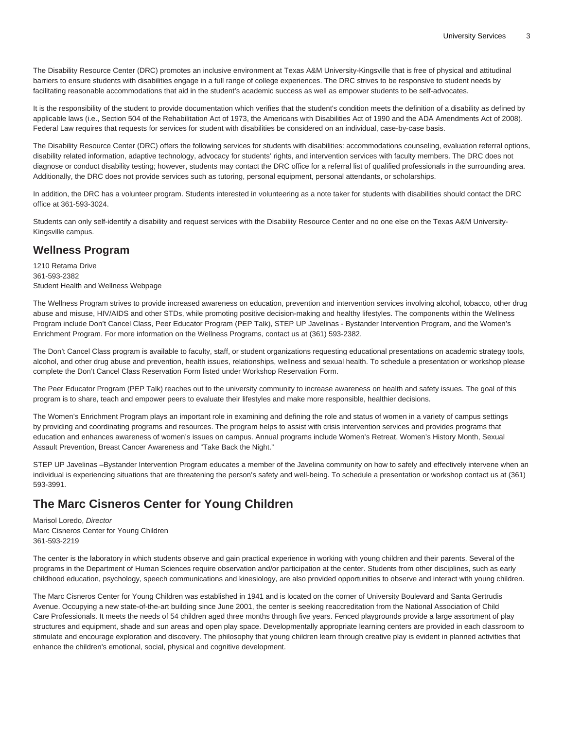The Disability Resource Center (DRC) promotes an inclusive environment at Texas A&M University-Kingsville that is free of physical and attitudinal barriers to ensure students with disabilities engage in a full range of college experiences. The DRC strives to be responsive to student needs by facilitating reasonable accommodations that aid in the student's academic success as well as empower students to be self-advocates.

It is the responsibility of the student to provide documentation which verifies that the student's condition meets the definition of a disability as defined by applicable laws (i.e., Section 504 of the Rehabilitation Act of 1973, the Americans with Disabilities Act of 1990 and the ADA Amendments Act of 2008). Federal Law requires that requests for services for student with disabilities be considered on an individual, case-by-case basis.

The Disability Resource Center (DRC) offers the following services for students with disabilities: accommodations counseling, evaluation referral options, disability related information, adaptive technology, advocacy for students' rights, and intervention services with faculty members. The DRC does not diagnose or conduct disability testing; however, students may contact the DRC office for a referral list of qualified professionals in the surrounding area. Additionally, the DRC does not provide services such as tutoring, personal equipment, personal attendants, or scholarships.

In addition, the DRC has a volunteer program. Students interested in volunteering as a note taker for students with disabilities should contact the DRC office at 361-593-3024.

Students can only self-identify a disability and request services with the Disability Resource Center and no one else on the Texas A&M University-Kingsville campus.

## Wellness Program

1210 Retama Drive
361-593-2382
Student Health and Wellness Webpage

The Wellness Program strives to provide increased awareness on education, prevention and intervention services involving alcohol, tobacco, other drug abuse and misuse, HIV/AIDS and other STDs, while promoting positive decision-making and healthy lifestyles. The components within the Wellness Program include Don't Cancel Class, Peer Educator Program (PEP Talk), STEP UP Javelinas - Bystander Intervention Program, and the Women's Enrichment Program. For more information on the Wellness Programs, contact us at (361) 593-2382.

The Don't Cancel Class program is available to faculty, staff, or student organizations requesting educational presentations on academic strategy tools, alcohol, and other drug abuse and prevention, health issues, relationships, wellness and sexual health. To schedule a presentation or workshop please complete the Don't Cancel Class Reservation Form listed under Workshop Reservation Form.

The Peer Educator Program (PEP Talk) reaches out to the university community to increase awareness on health and safety issues. The goal of this program is to share, teach and empower peers to evaluate their lifestyles and make more responsible, healthier decisions.

The Women's Enrichment Program plays an important role in examining and defining the role and status of women in a variety of campus settings by providing and coordinating programs and resources. The program helps to assist with crisis intervention services and provides programs that education and enhances awareness of women's issues on campus. Annual programs include Women's Retreat, Women's History Month, Sexual Assault Prevention, Breast Cancer Awareness and "Take Back the Night."

STEP UP Javelinas –Bystander Intervention Program educates a member of the Javelina community on how to safely and effectively intervene when an individual is experiencing situations that are threatening the person's safety and well-being. To schedule a presentation or workshop contact us at (361) 593-3991.

## The Marc Cisneros Center for Young Children

Marisol Loredo, *Director*
Marc Cisneros Center for Young Children
361-593-2219

The center is the laboratory in which students observe and gain practical experience in working with young children and their parents. Several of the programs in the Department of Human Sciences require observation and/or participation at the center. Students from other disciplines, such as early childhood education, psychology, speech communications and kinesiology, are also provided opportunities to observe and interact with young children.

The Marc Cisneros Center for Young Children was established in 1941 and is located on the corner of University Boulevard and Santa Gertrudis Avenue. Occupying a new state-of-the-art building since June 2001, the center is seeking reaccreditation from the National Association of Child Care Professionals. It meets the needs of 54 children aged three months through five years. Fenced playgrounds provide a large assortment of play structures and equipment, shade and sun areas and open play space. Developmentally appropriate learning centers are provided in each classroom to stimulate and encourage exploration and discovery. The philosophy that young children learn through creative play is evident in planned activities that enhance the children's emotional, social, physical and cognitive development.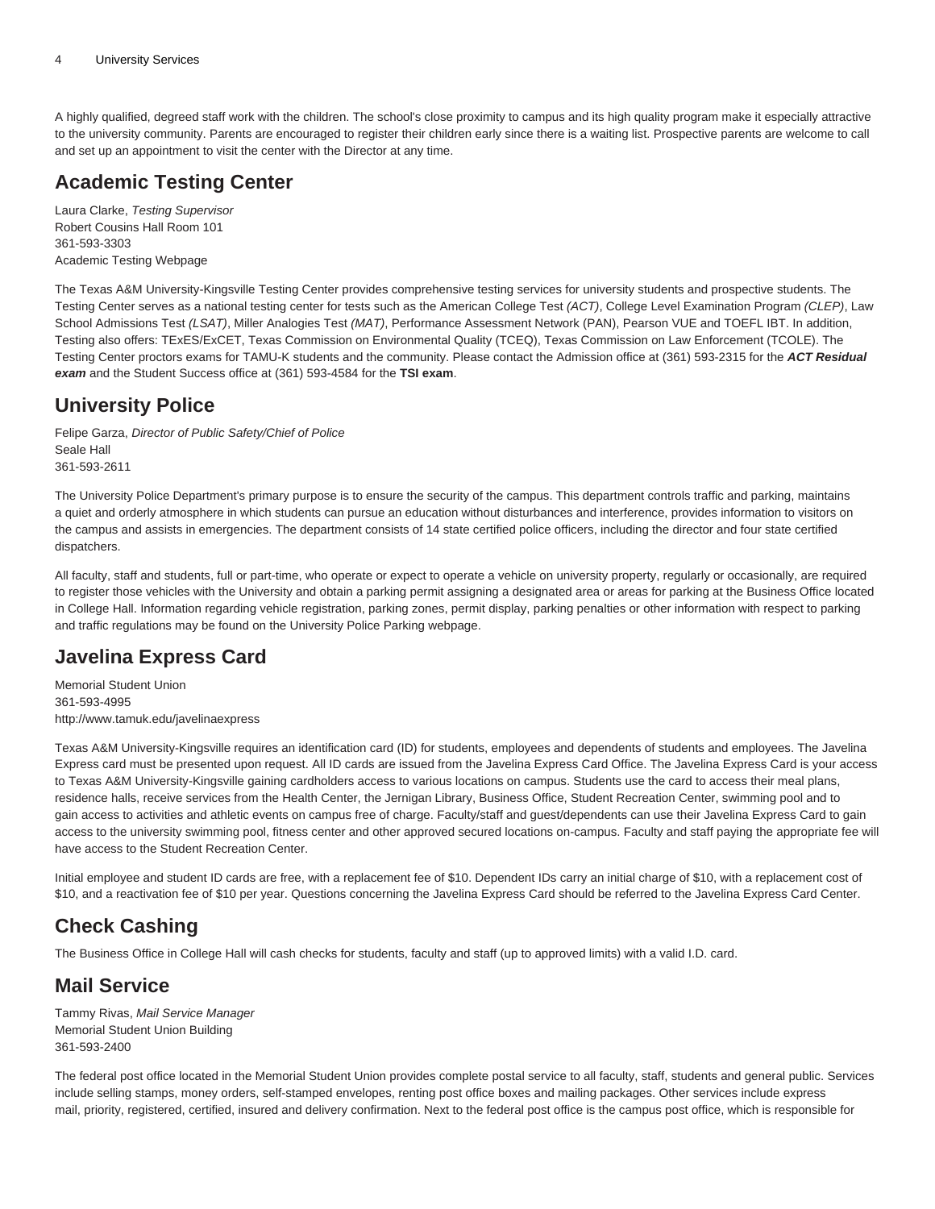A highly qualified, degreed staff work with the children. The school's close proximity to campus and its high quality program make it especially attractive to the university community. Parents are encouraged to register their children early since there is a waiting list. Prospective parents are welcome to call and set up an appointment to visit the center with the Director at any time.

## Academic Testing Center

Laura Clarke, *Testing Supervisor*
Robert Cousins Hall Room 101
361-593-3303
Academic Testing Webpage

The Texas A&M University-Kingsville Testing Center provides comprehensive testing services for university students and prospective students. The Testing Center serves as a national testing center for tests such as the American College Test *(ACT)*, College Level Examination Program *(CLEP)*, Law School Admissions Test *(LSAT)*, Miller Analogies Test *(MAT)*, Performance Assessment Network (PAN), Pearson VUE and TOEFL IBT. In addition, Testing also offers: TExES/ExCET, Texas Commission on Environmental Quality (TCEQ), Texas Commission on Law Enforcement (TCOLE). The Testing Center proctors exams for TAMU-K students and the community. Please contact the Admission office at (361) 593-2315 for the ***ACT Residual exam*** and the Student Success office at (361) 593-4584 for the **TSI exam**.

## University Police

Felipe Garza, *Director of Public Safety/Chief of Police*
Seale Hall
361-593-2611

The University Police Department's primary purpose is to ensure the security of the campus. This department controls traffic and parking, maintains a quiet and orderly atmosphere in which students can pursue an education without disturbances and interference, provides information to visitors on the campus and assists in emergencies. The department consists of 14 state certified police officers, including the director and four state certified dispatchers.

All faculty, staff and students, full or part-time, who operate or expect to operate a vehicle on university property, regularly or occasionally, are required to register those vehicles with the University and obtain a parking permit assigning a designated area or areas for parking at the Business Office located in College Hall. Information regarding vehicle registration, parking zones, permit display, parking penalties or other information with respect to parking and traffic regulations may be found on the University Police Parking webpage.

## Javelina Express Card

Memorial Student Union
361-593-4995
http://www.tamuk.edu/javelinaexpress

Texas A&M University-Kingsville requires an identification card (ID) for students, employees and dependents of students and employees. The Javelina Express card must be presented upon request. All ID cards are issued from the Javelina Express Card Office. The Javelina Express Card is your access to Texas A&M University-Kingsville gaining cardholders access to various locations on campus. Students use the card to access their meal plans, residence halls, receive services from the Health Center, the Jernigan Library, Business Office, Student Recreation Center, swimming pool and to gain access to activities and athletic events on campus free of charge. Faculty/staff and guest/dependents can use their Javelina Express Card to gain access to the university swimming pool, fitness center and other approved secured locations on-campus. Faculty and staff paying the appropriate fee will have access to the Student Recreation Center.

Initial employee and student ID cards are free, with a replacement fee of $10. Dependent IDs carry an initial charge of $10, with a replacement cost of $10, and a reactivation fee of $10 per year. Questions concerning the Javelina Express Card should be referred to the Javelina Express Card Center.

## Check Cashing

The Business Office in College Hall will cash checks for students, faculty and staff (up to approved limits) with a valid I.D. card.

## Mail Service

Tammy Rivas, *Mail Service Manager*
Memorial Student Union Building
361-593-2400

The federal post office located in the Memorial Student Union provides complete postal service to all faculty, staff, students and general public. Services include selling stamps, money orders, self-stamped envelopes, renting post office boxes and mailing packages. Other services include express mail, priority, registered, certified, insured and delivery confirmation. Next to the federal post office is the campus post office, which is responsible for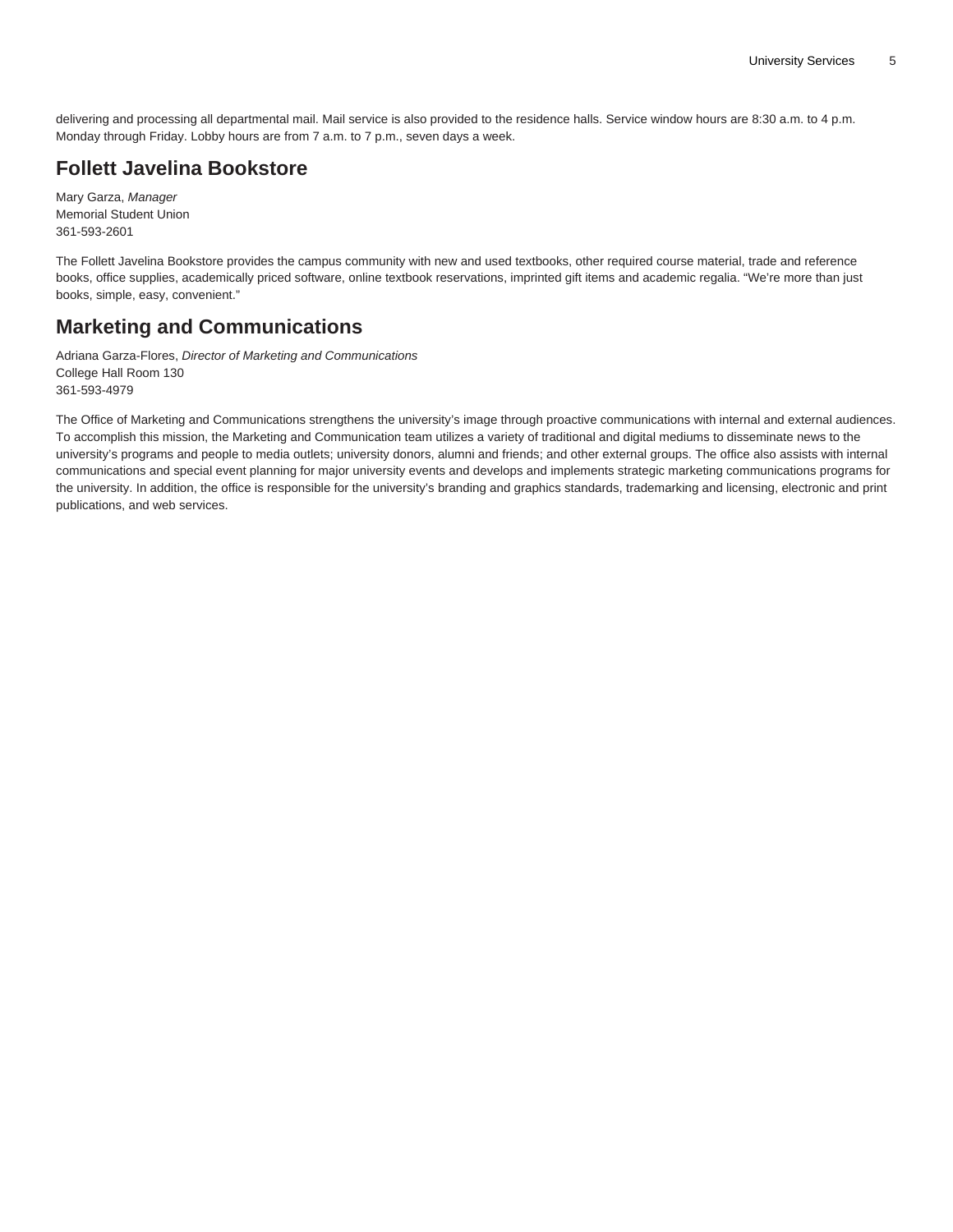delivering and processing all departmental mail. Mail service is also provided to the residence halls. Service window hours are 8:30 a.m. to 4 p.m. Monday through Friday. Lobby hours are from 7 a.m. to 7 p.m., seven days a week.

## Follett Javelina Bookstore

Mary Garza, *Manager*
Memorial Student Union
361-593-2601

The Follett Javelina Bookstore provides the campus community with new and used textbooks, other required course material, trade and reference books, office supplies, academically priced software, online textbook reservations, imprinted gift items and academic regalia. "We're more than just books, simple, easy, convenient."

## Marketing and Communications

Adriana Garza-Flores, *Director of Marketing and Communications*
College Hall Room 130
361-593-4979

The Office of Marketing and Communications strengthens the university's image through proactive communications with internal and external audiences. To accomplish this mission, the Marketing and Communication team utilizes a variety of traditional and digital mediums to disseminate news to the university's programs and people to media outlets; university donors, alumni and friends; and other external groups. The office also assists with internal communications and special event planning for major university events and develops and implements strategic marketing communications programs for the university. In addition, the office is responsible for the university's branding and graphics standards, trademarking and licensing, electronic and print publications, and web services.